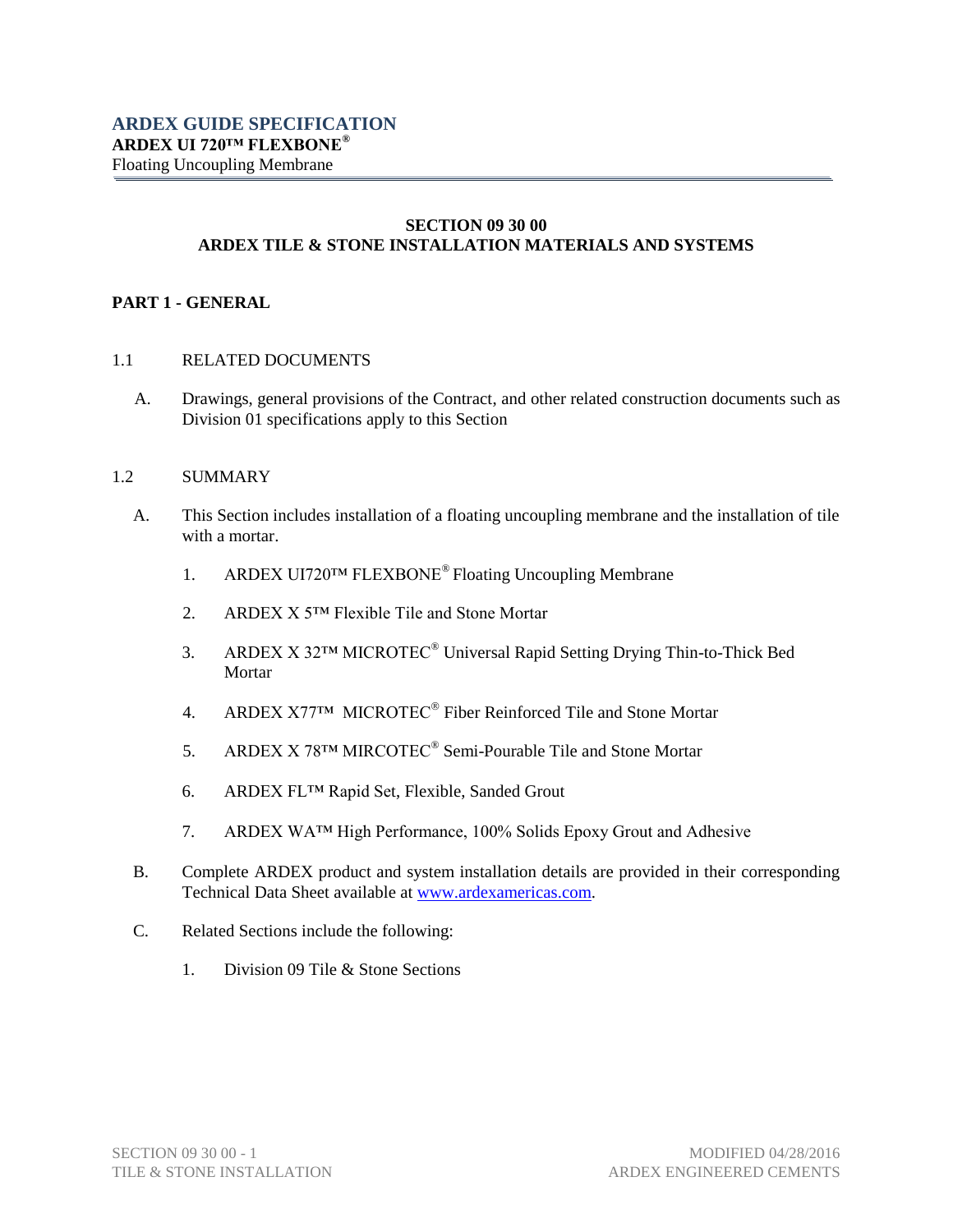**ARDEX GUIDE SPECIFICATION**
**ARDEX UI 720™ FLEXBONE®**
Floating Uncoupling Membrane

# SECTION 09 30 00
# ARDEX TILE & STONE INSTALLATION MATERIALS AND SYSTEMS

## PART 1 - GENERAL

### 1.1 RELATED DOCUMENTS

A. Drawings, general provisions of the Contract, and other related construction documents such as Division 01 specifications apply to this Section

### 1.2 SUMMARY

A. This Section includes installation of a floating uncoupling membrane and the installation of tile with a mortar.

1. ARDEX UI720™ FLEXBONE® Floating Uncoupling Membrane
2. ARDEX X 5™ Flexible Tile and Stone Mortar
3. ARDEX X 32™ MICROTEC® Universal Rapid Setting Drying Thin-to-Thick Bed Mortar
4. ARDEX X77™ MICROTEC® Fiber Reinforced Tile and Stone Mortar
5. ARDEX X 78™ MIRCOTEC® Semi-Pourable Tile and Stone Mortar
6. ARDEX FL™ Rapid Set, Flexible, Sanded Grout
7. ARDEX WA™ High Performance, 100% Solids Epoxy Grout and Adhesive

B. Complete ARDEX product and system installation details are provided in their corresponding Technical Data Sheet available at www.ardexamericas.com.

C. Related Sections include the following:

1. Division 09 Tile & Stone Sections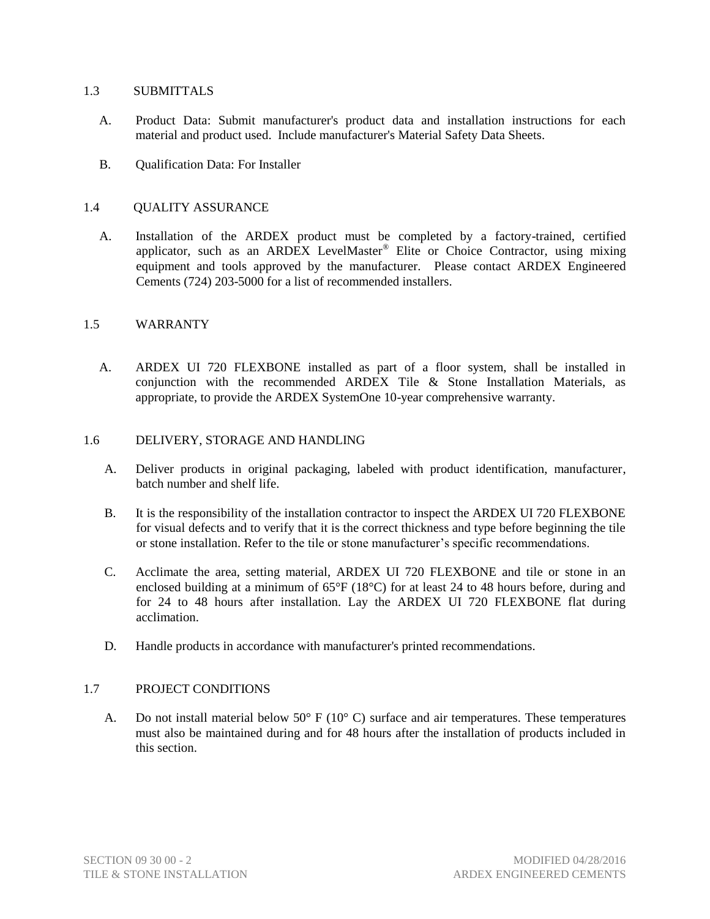## 1.3 SUBMITTALS

A. Product Data: Submit manufacturer's product data and installation instructions for each material and product used. Include manufacturer's Material Safety Data Sheets.

B. Qualification Data: For Installer

## 1.4 QUALITY ASSURANCE

A. Installation of the ARDEX product must be completed by a factory-trained, certified applicator, such as an ARDEX LevelMaster® Elite or Choice Contractor, using mixing equipment and tools approved by the manufacturer. Please contact ARDEX Engineered Cements (724) 203-5000 for a list of recommended installers.

## 1.5 WARRANTY

A. ARDEX UI 720 FLEXBONE installed as part of a floor system, shall be installed in conjunction with the recommended ARDEX Tile & Stone Installation Materials, as appropriate, to provide the ARDEX SystemOne 10-year comprehensive warranty.

## 1.6 DELIVERY, STORAGE AND HANDLING

A. Deliver products in original packaging, labeled with product identification, manufacturer, batch number and shelf life.

B. It is the responsibility of the installation contractor to inspect the ARDEX UI 720 FLEXBONE for visual defects and to verify that it is the correct thickness and type before beginning the tile or stone installation. Refer to the tile or stone manufacturer's specific recommendations.

C. Acclimate the area, setting material, ARDEX UI 720 FLEXBONE and tile or stone in an enclosed building at a minimum of 65°F (18°C) for at least 24 to 48 hours before, during and for 24 to 48 hours after installation. Lay the ARDEX UI 720 FLEXBONE flat during acclimation.

D. Handle products in accordance with manufacturer's printed recommendations.

## 1.7 PROJECT CONDITIONS

A. Do not install material below 50° F (10° C) surface and air temperatures. These temperatures must also be maintained during and for 48 hours after the installation of products included in this section.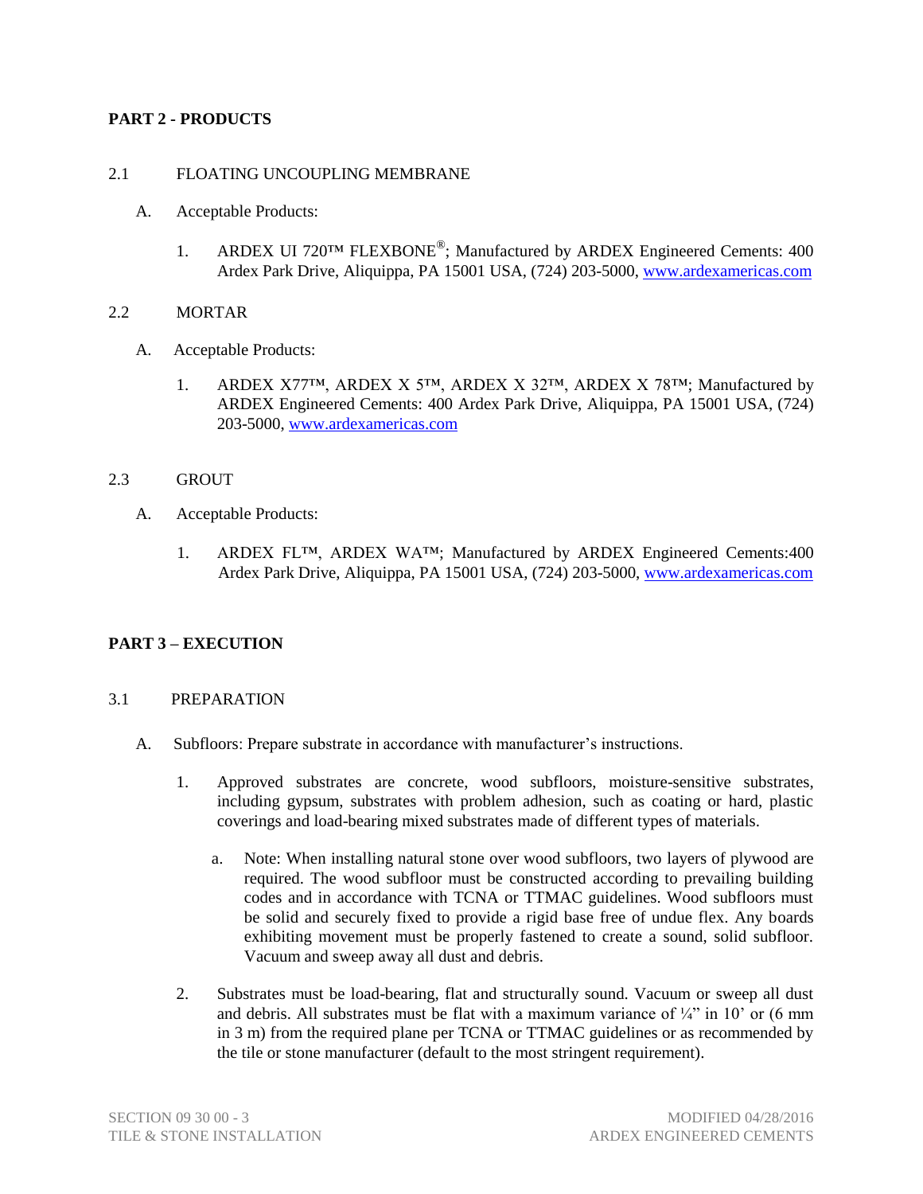## PART 2 - PRODUCTS

### 2.1 FLOATING UNCOUPLING MEMBRANE

A. Acceptable Products:

1. ARDEX UI 720™ FLEXBONE®; Manufactured by ARDEX Engineered Cements: 400 Ardex Park Drive, Aliquippa, PA 15001 USA, (724) 203-5000, www.ardexamericas.com

### 2.2 MORTAR

A. Acceptable Products:

1. ARDEX X77™, ARDEX X 5™, ARDEX X 32™, ARDEX X 78™; Manufactured by ARDEX Engineered Cements: 400 Ardex Park Drive, Aliquippa, PA 15001 USA, (724) 203-5000, www.ardexamericas.com

### 2.3 GROUT

A. Acceptable Products:

1. ARDEX FL™, ARDEX WA™; Manufactured by ARDEX Engineered Cements:400 Ardex Park Drive, Aliquippa, PA 15001 USA, (724) 203-5000, www.ardexamericas.com

## PART 3 – EXECUTION

### 3.1 PREPARATION

A. Subfloors: Prepare substrate in accordance with manufacturer's instructions.

1. Approved substrates are concrete, wood subfloors, moisture-sensitive substrates, including gypsum, substrates with problem adhesion, such as coating or hard, plastic coverings and load-bearing mixed substrates made of different types of materials.

   a. Note: When installing natural stone over wood subfloors, two layers of plywood are required. The wood subfloor must be constructed according to prevailing building codes and in accordance with TCNA or TTMAC guidelines. Wood subfloors must be solid and securely fixed to provide a rigid base free of undue flex. Any boards exhibiting movement must be properly fastened to create a sound, solid subfloor. Vacuum and sweep away all dust and debris.

2. Substrates must be load-bearing, flat and structurally sound. Vacuum or sweep all dust and debris. All substrates must be flat with a maximum variance of ¼" in 10' or (6 mm in 3 m) from the required plane per TCNA or TTMAC guidelines or as recommended by the tile or stone manufacturer (default to the most stringent requirement).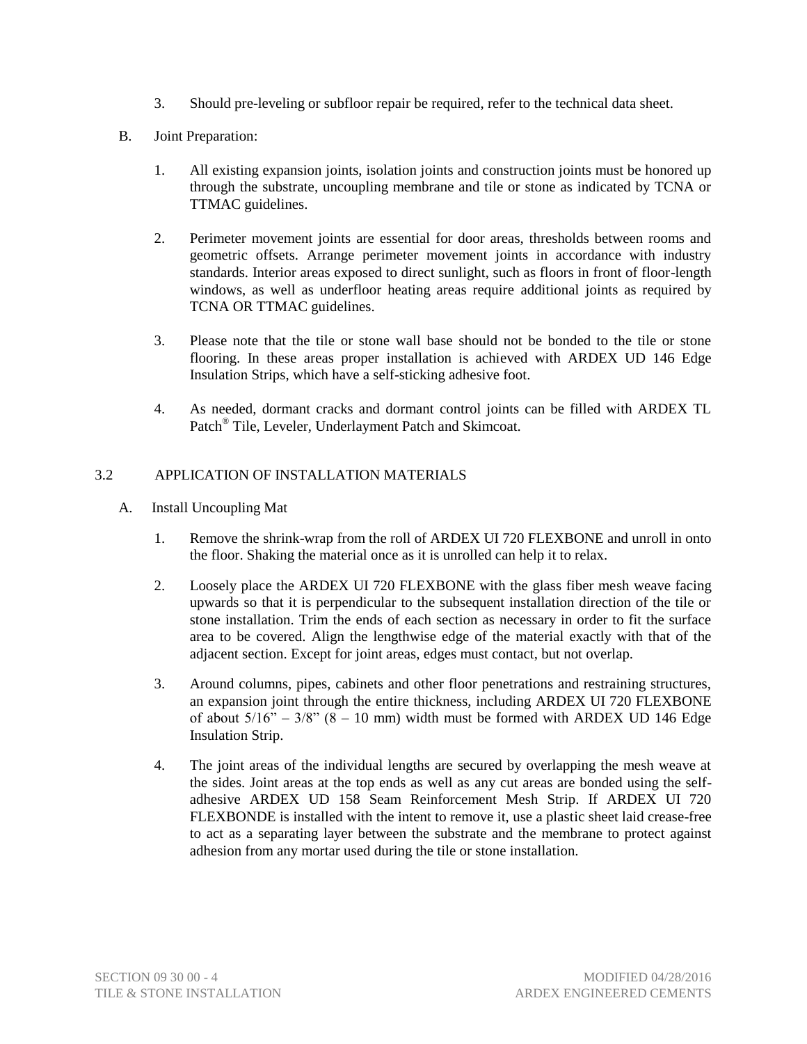3. Should pre-leveling or subfloor repair be required, refer to the technical data sheet.

B. Joint Preparation:

1. All existing expansion joints, isolation joints and construction joints must be honored up through the substrate, uncoupling membrane and tile or stone as indicated by TCNA or TTMAC guidelines.

2. Perimeter movement joints are essential for door areas, thresholds between rooms and geometric offsets. Arrange perimeter movement joints in accordance with industry standards. Interior areas exposed to direct sunlight, such as floors in front of floor-length windows, as well as underfloor heating areas require additional joints as required by TCNA OR TTMAC guidelines.

3. Please note that the tile or stone wall base should not be bonded to the tile or stone flooring. In these areas proper installation is achieved with ARDEX UD 146 Edge Insulation Strips, which have a self-sticking adhesive foot.

4. As needed, dormant cracks and dormant control joints can be filled with ARDEX TL Patch® Tile, Leveler, Underlayment Patch and Skimcoat.

## 3.2 APPLICATION OF INSTALLATION MATERIALS

A. Install Uncoupling Mat

1. Remove the shrink-wrap from the roll of ARDEX UI 720 FLEXBONE and unroll in onto the floor. Shaking the material once as it is unrolled can help it to relax.

2. Loosely place the ARDEX UI 720 FLEXBONE with the glass fiber mesh weave facing upwards so that it is perpendicular to the subsequent installation direction of the tile or stone installation. Trim the ends of each section as necessary in order to fit the surface area to be covered. Align the lengthwise edge of the material exactly with that of the adjacent section. Except for joint areas, edges must contact, but not overlap.

3. Around columns, pipes, cabinets and other floor penetrations and restraining structures, an expansion joint through the entire thickness, including ARDEX UI 720 FLEXBONE of about 5/16" – 3/8" (8 – 10 mm) width must be formed with ARDEX UD 146 Edge Insulation Strip.

4. The joint areas of the individual lengths are secured by overlapping the mesh weave at the sides. Joint areas at the top ends as well as any cut areas are bonded using the self-adhesive ARDEX UD 158 Seam Reinforcement Mesh Strip. If ARDEX UI 720 FLEXBONDE is installed with the intent to remove it, use a plastic sheet laid crease-free to act as a separating layer between the substrate and the membrane to protect against adhesion from any mortar used during the tile or stone installation.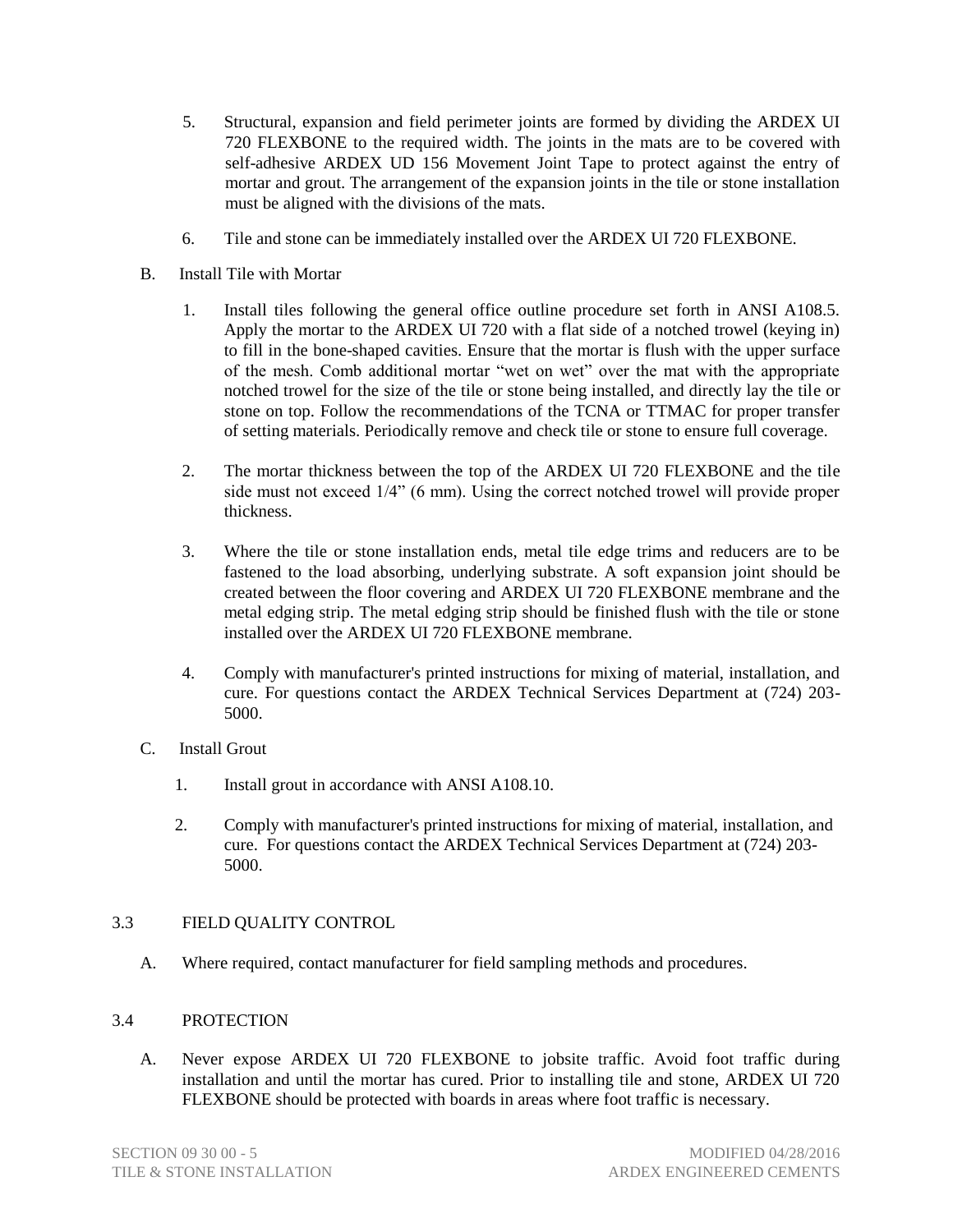5. Structural, expansion and field perimeter joints are formed by dividing the ARDEX UI 720 FLEXBONE to the required width. The joints in the mats are to be covered with self-adhesive ARDEX UD 156 Movement Joint Tape to protect against the entry of mortar and grout. The arrangement of the expansion joints in the tile or stone installation must be aligned with the divisions of the mats.

6. Tile and stone can be immediately installed over the ARDEX UI 720 FLEXBONE.

B. Install Tile with Mortar

1. Install tiles following the general office outline procedure set forth in ANSI A108.5. Apply the mortar to the ARDEX UI 720 with a flat side of a notched trowel (keying in) to fill in the bone-shaped cavities. Ensure that the mortar is flush with the upper surface of the mesh. Comb additional mortar "wet on wet" over the mat with the appropriate notched trowel for the size of the tile or stone being installed, and directly lay the tile or stone on top. Follow the recommendations of the TCNA or TTMAC for proper transfer of setting materials. Periodically remove and check tile or stone to ensure full coverage.

2. The mortar thickness between the top of the ARDEX UI 720 FLEXBONE and the tile side must not exceed 1/4" (6 mm). Using the correct notched trowel will provide proper thickness.

3. Where the tile or stone installation ends, metal tile edge trims and reducers are to be fastened to the load absorbing, underlying substrate. A soft expansion joint should be created between the floor covering and ARDEX UI 720 FLEXBONE membrane and the metal edging strip. The metal edging strip should be finished flush with the tile or stone installed over the ARDEX UI 720 FLEXBONE membrane.

4. Comply with manufacturer's printed instructions for mixing of material, installation, and cure. For questions contact the ARDEX Technical Services Department at (724) 203-5000.

C. Install Grout

1. Install grout in accordance with ANSI A108.10.

2. Comply with manufacturer's printed instructions for mixing of material, installation, and cure. For questions contact the ARDEX Technical Services Department at (724) 203-5000.

## 3.3 FIELD QUALITY CONTROL

A. Where required, contact manufacturer for field sampling methods and procedures.

## 3.4 PROTECTION

A. Never expose ARDEX UI 720 FLEXBONE to jobsite traffic. Avoid foot traffic during installation and until the mortar has cured. Prior to installing tile and stone, ARDEX UI 720 FLEXBONE should be protected with boards in areas where foot traffic is necessary.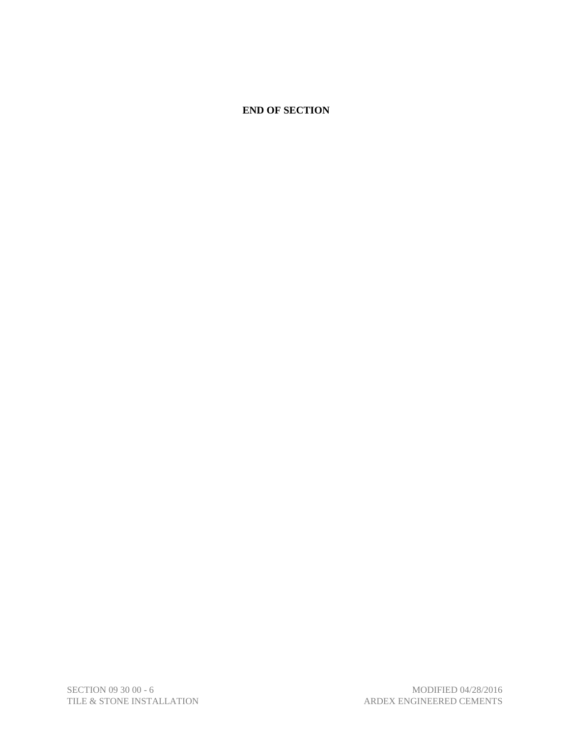**END OF SECTION**